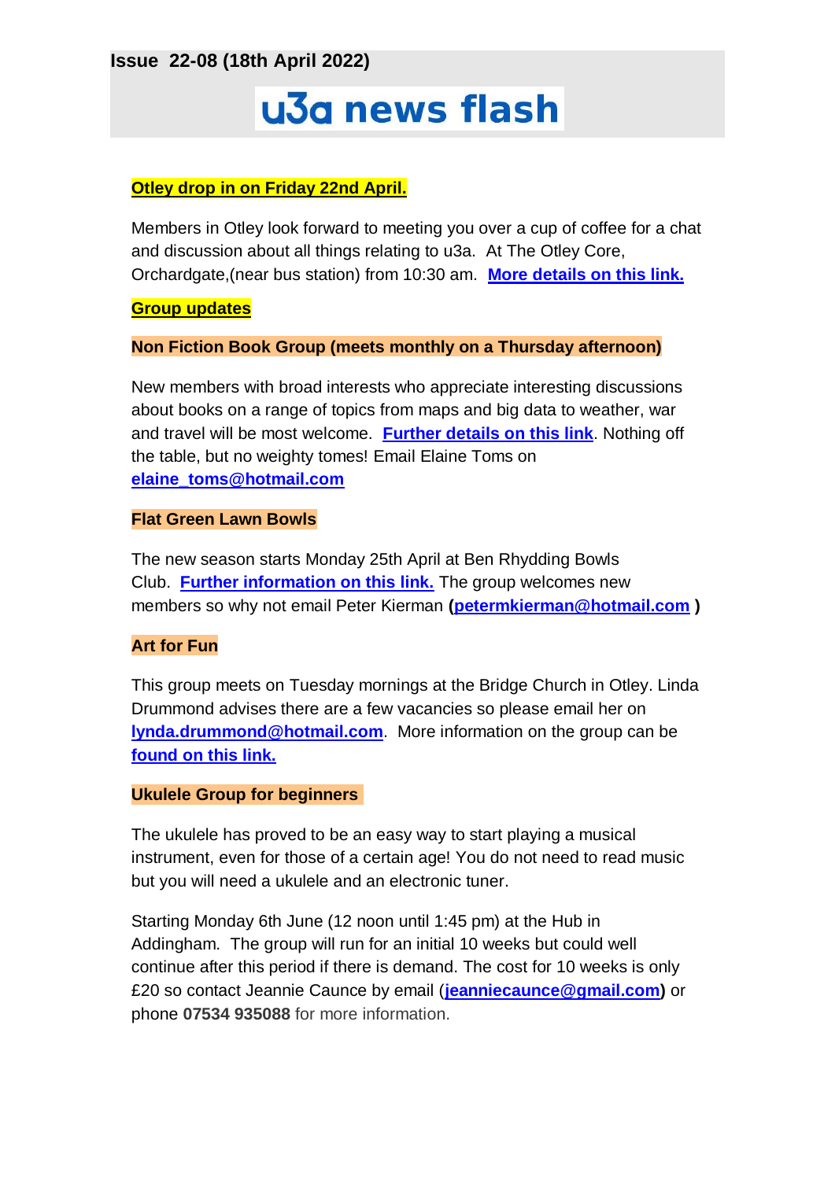**Issue 22-08 (18th April 2022)**

# u3a news flash

**Otley drop in on Friday 22nd April.**

Members in Otley look forward to meeting you over a cup of coffee for a chat and discussion about all things relating to u3a. At The Otley Core, Orchardgate,(near bus station) from 10:30 am. **More details on this link.**

**Group updates**

### Non Fiction Book Group (meets monthly on a Thursday afternoon)

New members with broad interests who appreciate interesting discussions about books on a range of topics from maps and big data to weather, war and travel will be most welcome. **Further details on this link**. Nothing off the table, but no weighty tomes! Email Elaine Toms on **elaine_toms@hotmail.com**

### Flat Green Lawn Bowls

The new season starts Monday 25th April at Ben Rhydding Bowls Club. **Further information on this link.** The group welcomes new members so why not email Peter Kierman **(petermkierman@hotmail.com )**

### Art for Fun

This group meets on Tuesday mornings at the Bridge Church in Otley. Linda Drummond advises there are a few vacancies so please email her on **lynda.drummond@hotmail.com**. More information on the group can be **found on this link.**

### Ukulele Group for beginners

The ukulele has proved to be an easy way to start playing a musical instrument, even for those of a certain age! You do not need to read music but you will need a ukulele and an electronic tuner.

Starting Monday 6th June (12 noon until 1:45 pm) at the Hub in Addingham. The group will run for an initial 10 weeks but could well continue after this period if there is demand. The cost for 10 weeks is only £20 so contact Jeannie Caunce by email (**jeanniecaunce@gmail.com**) or phone **07534 935088** for more information.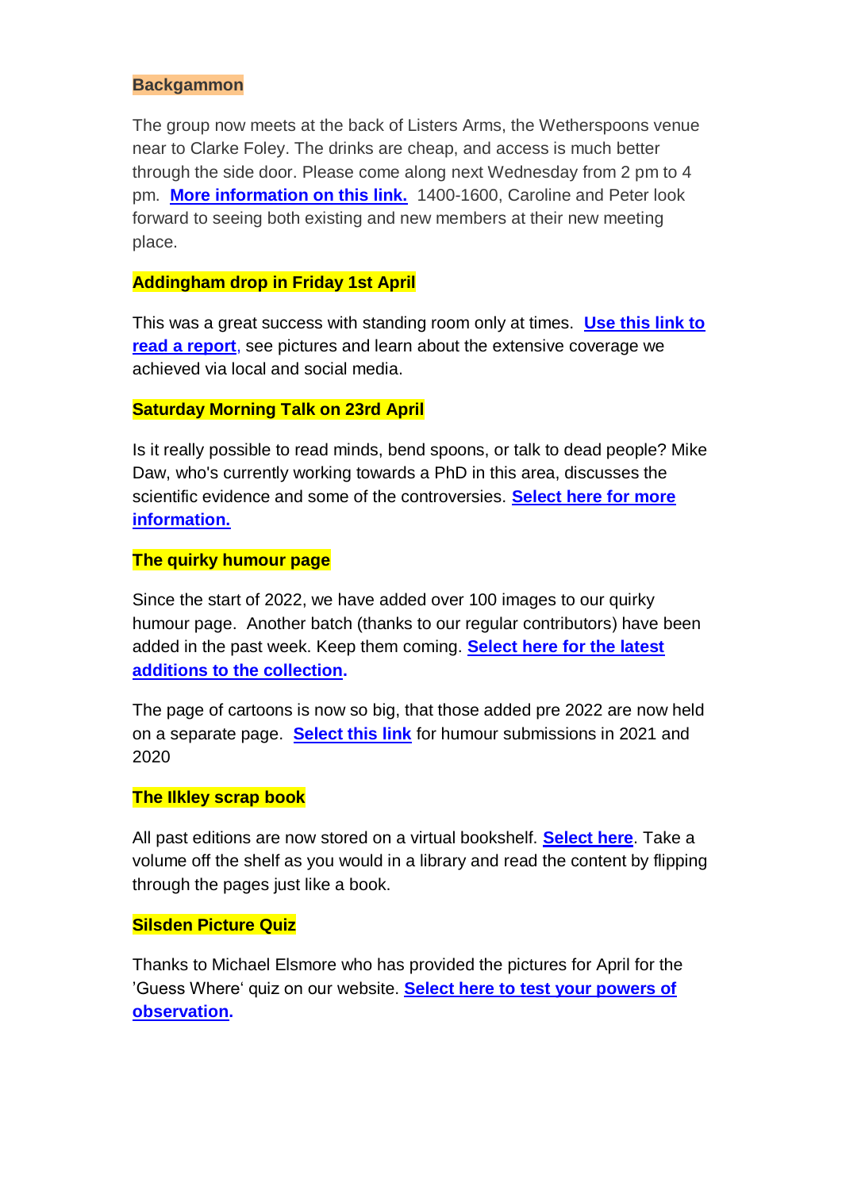**Backgammon**

The group now meets at the back of Listers Arms, the Wetherspoons venue near to Clarke Foley. The drinks are cheap, and access is much better through the side door. Please come along next Wednesday from 2 pm to 4 pm. **More information on this link.** 1400-1600, Caroline and Peter look forward to seeing both existing and new members at their new meeting place.

**Addingham drop in Friday 1st April**

This was a great success with standing room only at times. **Use this link to read a report**, see pictures and learn about the extensive coverage we achieved via local and social media.

**Saturday Morning Talk on 23rd April**

Is it really possible to read minds, bend spoons, or talk to dead people? Mike Daw, who's currently working towards a PhD in this area, discusses the scientific evidence and some of the controversies. **Select here for more information.**

**The quirky humour page**

Since the start of 2022, we have added over 100 images to our quirky humour page. Another batch (thanks to our regular contributors) have been added in the past week. Keep them coming. **Select here for the latest additions to the collection.**

The page of cartoons is now so big, that those added pre 2022 are now held on a separate page. **Select this link** for humour submissions in 2021 and 2020

**The Ilkley scrap book**

All past editions are now stored on a virtual bookshelf. **Select here**. Take a volume off the shelf as you would in a library and read the content by flipping through the pages just like a book.

**Silsden Picture Quiz**

Thanks to Michael Elsmore who has provided the pictures for April for the 'Guess Where' quiz on our website. **Select here to test your powers of observation.**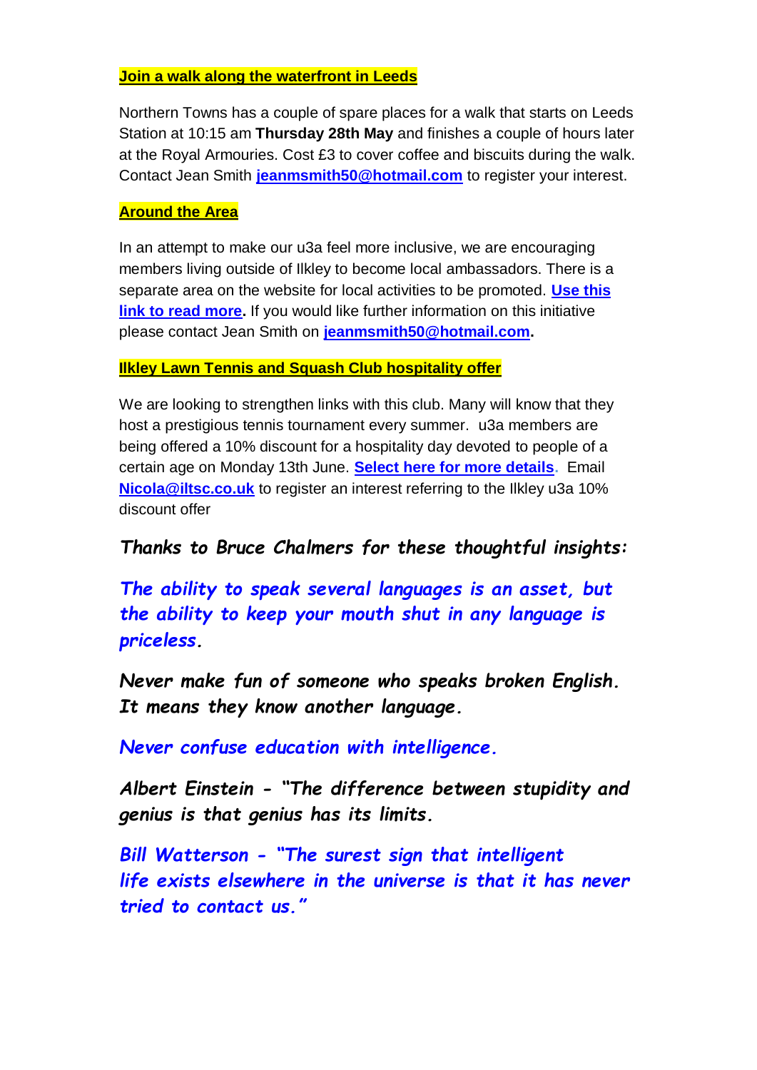## Join a walk along the waterfront in Leeds

Northern Towns has a couple of spare places for a walk that starts on Leeds Station at 10:15 am **Thursday 28th May** and finishes a couple of hours later at the Royal Armouries. Cost £3 to cover coffee and biscuits during the walk. Contact Jean Smith **jeanmsmith50@hotmail.com** to register your interest.

## Around the Area

In an attempt to make our u3a feel more inclusive, we are encouraging members living outside of Ilkley to become local ambassadors. There is a separate area on the website for local activities to be promoted. **Use this link to read more.** If you would like further information on this initiative please contact Jean Smith on **jeanmsmith50@hotmail.com.**

## Ilkley Lawn Tennis and Squash Club hospitality offer

We are looking to strengthen links with this club. Many will know that they host a prestigious tennis tournament every summer. u3a members are being offered a 10% discount for a hospitality day devoted to people of a certain age on Monday 13th June. **Select here for more details**. Email **Nicola@iltsc.co.uk** to register an interest referring to the Ilkley u3a 10% discount offer

***Thanks to Bruce Chalmers for these thoughtful insights:***

***The ability to speak several languages is an asset, but the ability to keep your mouth shut in any language is priceless.***

***Never make fun of someone who speaks broken English. It means they know another language.***

***Never confuse education with intelligence.***

***Albert Einstein - "The difference between stupidity and genius is that genius has its limits.***

***Bill Watterson - "The surest sign that intelligent life exists elsewhere in the universe is that it has never tried to contact us."***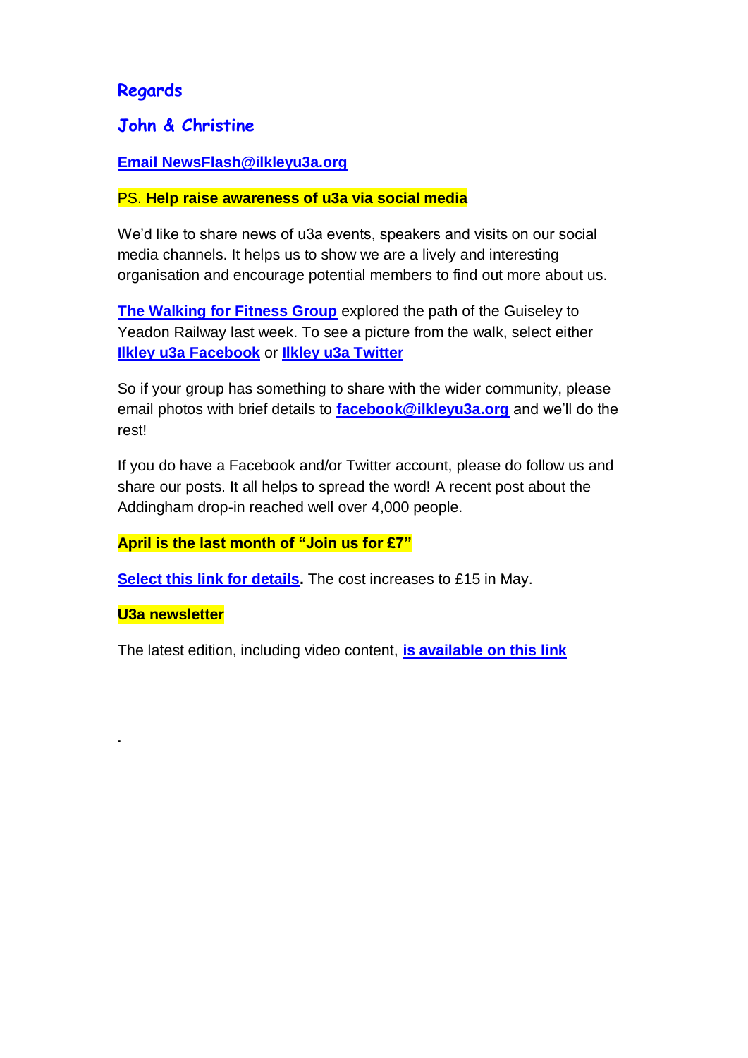**Regards**

**John & Christine**

**Email NewsFlash@ilkleyu3a.org**

PS. **Help raise awareness of u3a via social media**

We'd like to share news of u3a events, speakers and visits on our social media channels. It helps us to show we are a lively and interesting organisation and encourage potential members to find out more about us.

**The Walking for Fitness Group** explored the path of the Guiseley to Yeadon Railway last week. To see a picture from the walk, select either **Ilkley u3a Facebook** or **Ilkley u3a Twitter**

So if your group has something to share with the wider community, please email photos with brief details to **facebook@ilkleyu3a.org** and we'll do the rest!

If you do have a Facebook and/or Twitter account, please do follow us and share our posts. It all helps to spread the word! A recent post about the Addingham drop-in reached well over 4,000 people.

**April is the last month of "Join us for £7"**

**Select this link for details.** The cost increases to £15 in May.

**U3a newsletter**

The latest edition, including video content, **is available on this link**

.